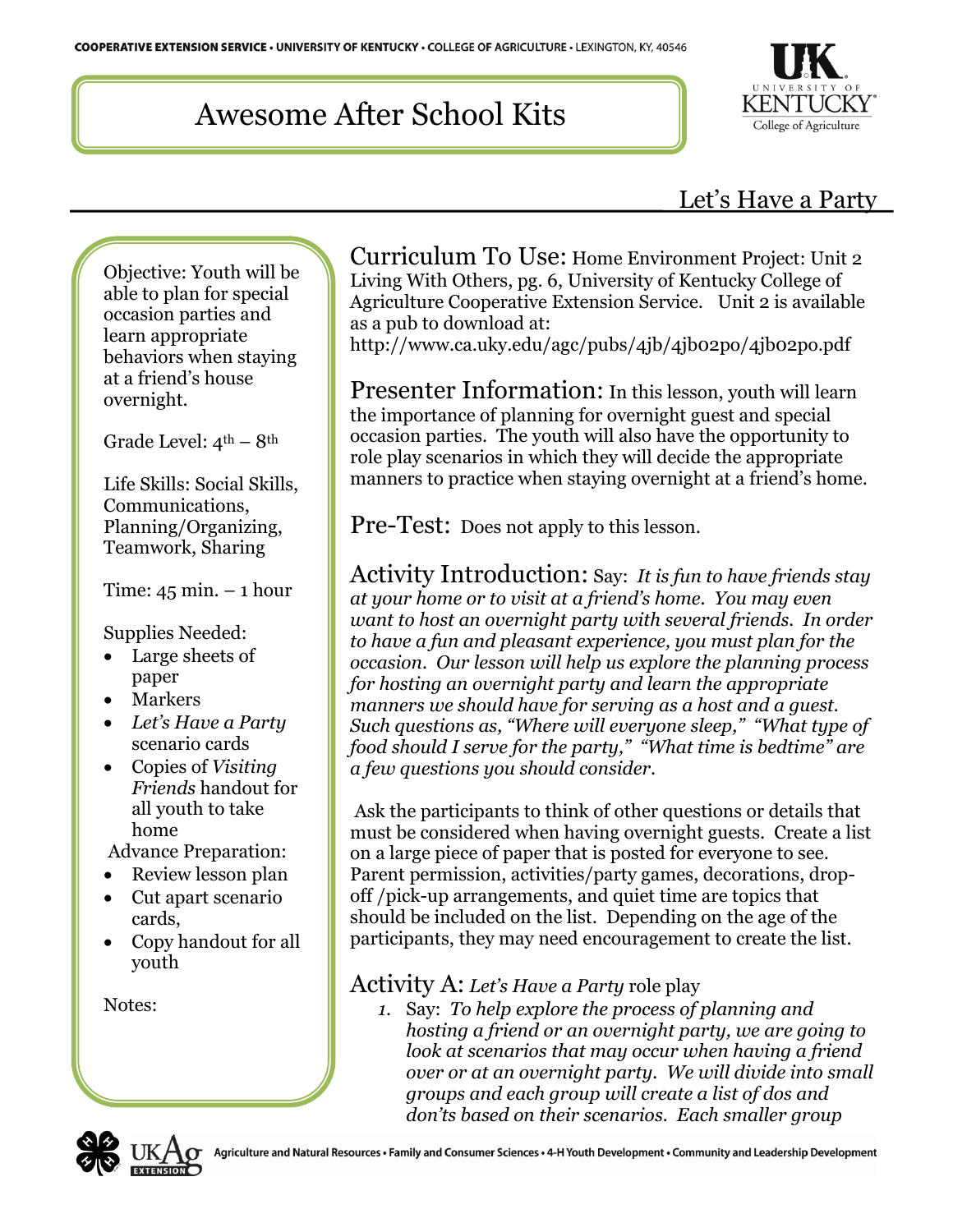# Awesome After School Kits

## Let's Have a Party

Objective: Youth will be able to plan for special occasion parties and learn appropriate behaviors when staying at a friend's house overnight.

Grade Level: 4th – 8th

Life Skills: Social Skills, Communications, Planning/Organizing, Teamwork, Sharing

Time: 45 min. – 1 hour

Supplies Needed:

- Large sheets of paper
- Markers
- *Let's Have a Party* scenario cards
- Copies of *Visiting Friends* handout for all youth to take home

Advance Preparation:

- Review lesson plan
- Cut apart scenario cards,
- Copy handout for all youth

Notes:

**Curriculum To Use:** Home Environment Project: Unit 2 Living With Others, pg. 6, University of Kentucky College of Agriculture Cooperative Extension Service. Unit 2 is available as a pub to download at: http://www.ca.uky.edu/agc/pubs/4jb/4jb02po/4jb02po.pdf

**Presenter Information:** In this lesson, youth will learn the importance of planning for overnight guest and special occasion parties. The youth will also have the opportunity to role play scenarios in which they will decide the appropriate manners to practice when staying overnight at a friend's home.

**Pre-Test:** Does not apply to this lesson.

**Activity Introduction:** Say: *It is fun to have friends stay at your home or to visit at a friend's home. You may even want to host an overnight party with several friends. In order to have a fun and pleasant experience, you must plan for the occasion. Our lesson will help us explore the planning process for hosting an overnight party and learn the appropriate manners we should have for serving as a host and a guest. Such questions as, "Where will everyone sleep," "What type of food should I serve for the party," "What time is bedtime" are a few questions you should consider.*

Ask the participants to think of other questions or details that must be considered when having overnight guests. Create a list on a large piece of paper that is posted for everyone to see. Parent permission, activities/party games, decorations, drop-off /pick-up arrangements, and quiet time are topics that should be included on the list. Depending on the age of the participants, they may need encouragement to create the list.

**Activity A:** *Let's Have a Party* role play

1. Say: *To help explore the process of planning and hosting a friend or an overnight party, we are going to look at scenarios that may occur when having a friend over or at an overnight party. We will divide into small groups and each group will create a list of dos and don'ts based on their scenarios. Each smaller group*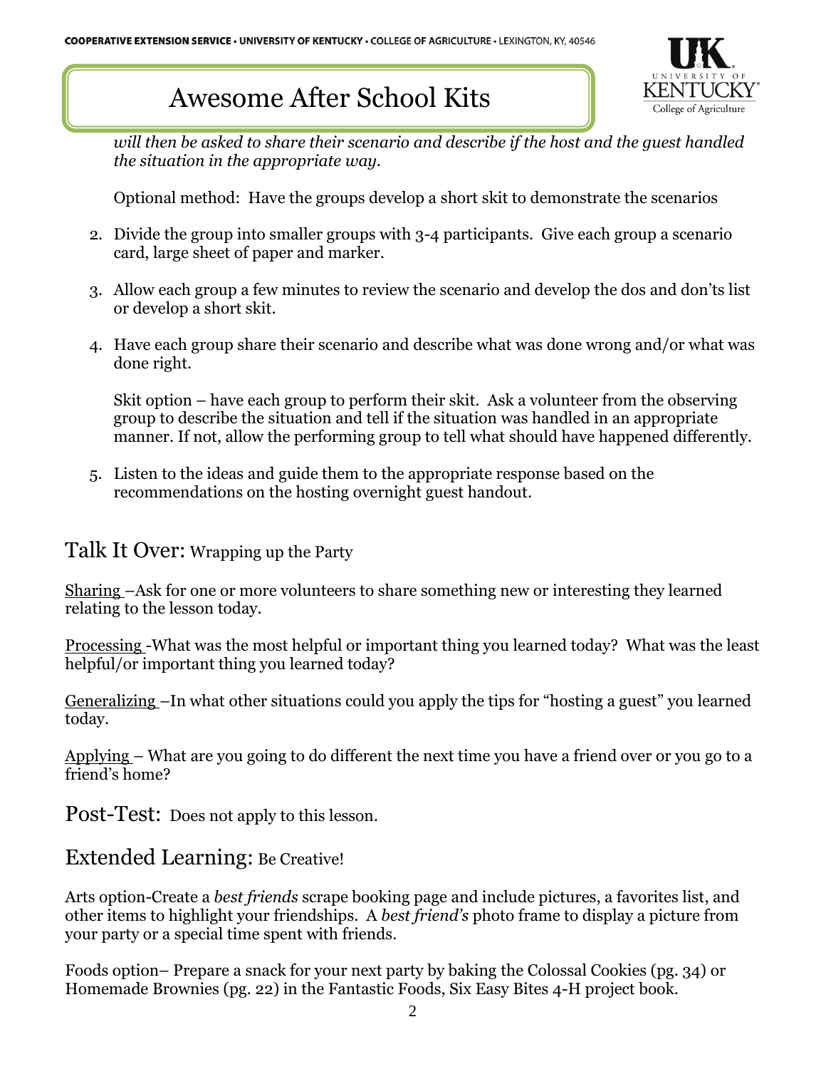*will then be asked to share their scenario and describe if the host and the guest handled the situation in the appropriate way.*

Optional method: Have the groups develop a short skit to demonstrate the scenarios

2. Divide the group into smaller groups with 3-4 participants. Give each group a scenario card, large sheet of paper and marker.
3. Allow each group a few minutes to review the scenario and develop the dos and don'ts list or develop a short skit.
4. Have each group share their scenario and describe what was done wrong and/or what was done right.

   Skit option – have each group to perform their skit. Ask a volunteer from the observing group to describe the situation and tell if the situation was handled in an appropriate manner. If not, allow the performing group to tell what should have happened differently.
5. Listen to the ideas and guide them to the appropriate response based on the recommendations on the hosting overnight guest handout.

## Talk It Over: Wrapping up the Party

Sharing –Ask for one or more volunteers to share something new or interesting they learned relating to the lesson today.

Processing -What was the most helpful or important thing you learned today? What was the least helpful/or important thing you learned today?

Generalizing –In what other situations could you apply the tips for "hosting a guest" you learned today.

Applying – What are you going to do different the next time you have a friend over or you go to a friend's home?

## Post-Test: Does not apply to this lesson.

## Extended Learning: Be Creative!

Arts option-Create a *best friends* scrape booking page and include pictures, a favorites list, and other items to highlight your friendships. A *best friend's* photo frame to display a picture from your party or a special time spent with friends.

Foods option– Prepare a snack for your next party by baking the Colossal Cookies (pg. 34) or Homemade Brownies (pg. 22) in the Fantastic Foods, Six Easy Bites 4-H project book.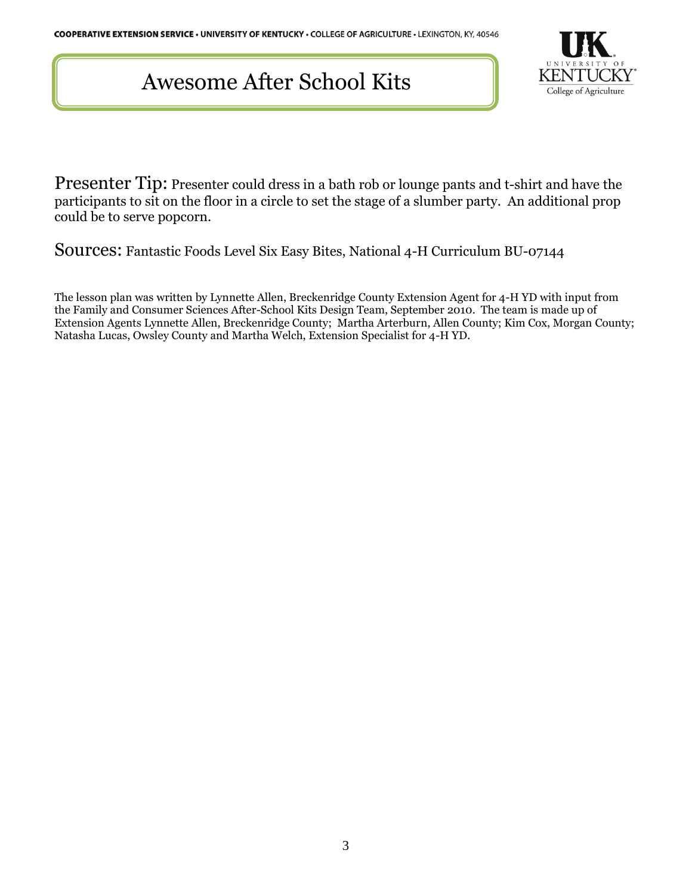# Awesome After School Kits

**Presenter Tip:** Presenter could dress in a bath rob or lounge pants and t-shirt and have the participants to sit on the floor in a circle to set the stage of a slumber party. An additional prop could be to serve popcorn.

**Sources:** Fantastic Foods Level Six Easy Bites, National 4-H Curriculum BU-07144

The lesson plan was written by Lynnette Allen, Breckenridge County Extension Agent for 4-H YD with input from the Family and Consumer Sciences After-School Kits Design Team, September 2010. The team is made up of Extension Agents Lynnette Allen, Breckenridge County; Martha Arterburn, Allen County; Kim Cox, Morgan County; Natasha Lucas, Owsley County and Martha Welch, Extension Specialist for 4-H YD.